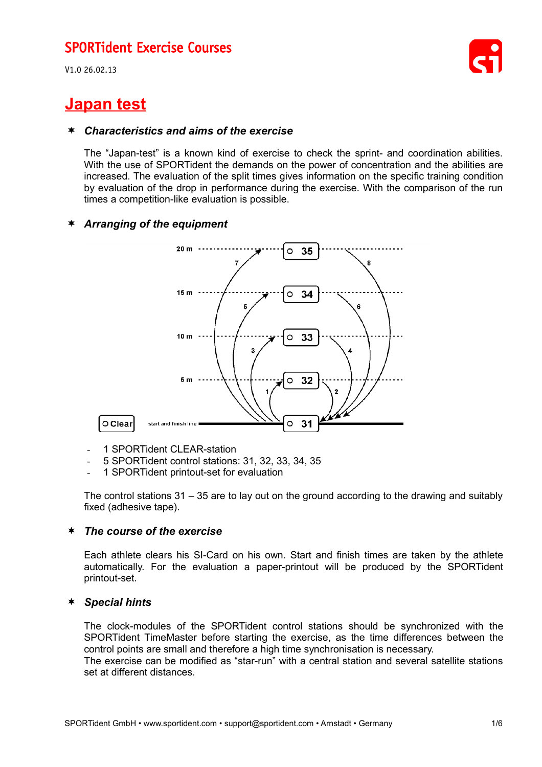# SPORTident Exercise Courses

V1.0 26.02.13

## Japan test

### *Characteristics and aims of the exercise*

The "Japan-test" is a known kind of exercise to check the sprint- and coordination abilities. With the use of SPORTident the demands on the power of concentration and the abilities are increased. The evaluation of the split times gives information on the specific training condition by evaluation of the drop in performance during the exercise. With the comparison of the run times a competition-like evaluation is possible.

### *Arranging of the equipment*

- 1 SPORTident CLEAR-station
- 5 SPORTident control stations: 31, 32, 33, 34, 35
- 1 SPORTident printout-set for evaluation

The control stations 31 – 35 are to lay out on the ground according to the drawing and suitably fixed (adhesive tape).

### *The course of the exercise*

Each athlete clears his SI-Card on his own. Start and finish times are taken by the athlete automatically. For the evaluation a paper-printout will be produced by the SPORTident printout-set.

### *Special hints*

The clock-modules of the SPORTident control stations should be synchronized with the SPORTident TimeMaster before starting the exercise, as the time differences between the control points are small and therefore a high time synchronisation is necessary.
The exercise can be modified as "star-run" with a central station and several satellite stations set at different distances.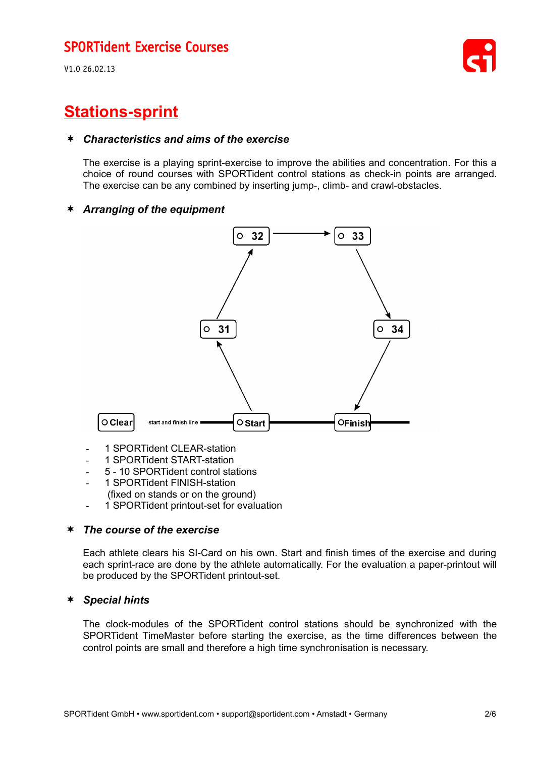# Stations-sprint

## ✱ *Characteristics and aims of the exercise*

The exercise is a playing sprint-exercise to improve the abilities and concentration. For this a choice of round courses with SPORTident control stations as check-in points are arranged. The exercise can be any combined by inserting jump-, climb- and crawl-obstacles.

## ✱ *Arranging of the equipment*

32 → 33 → 34 → Finish; Start → 31 → 32

Clear — start and finish line — Start — Finish

- 1 SPORTident CLEAR-station
- 1 SPORTident START-station
- 5 - 10 SPORTident control stations
- 1 SPORTident FINISH-station
  (fixed on stands or on the ground)
- 1 SPORTident printout-set for evaluation

## ✱ *The course of the exercise*

Each athlete clears his SI-Card on his own. Start and finish times of the exercise and during each sprint-race are done by the athlete automatically. For the evaluation a paper-printout will be produced by the SPORTident printout-set.

## ✱ *Special hints*

The clock-modules of the SPORTident control stations should be synchronized with the SPORTident TimeMaster before starting the exercise, as the time differences between the control points are small and therefore a high time synchronisation is necessary.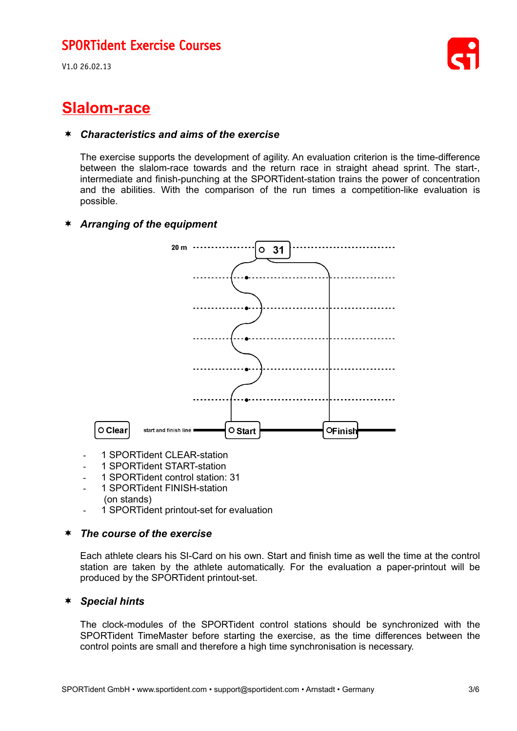# Slalom-race

### *Characteristics and aims of the exercise*

The exercise supports the development of agility. An evaluation criterion is the time-difference between the slalom-race towards and the return race in straight ahead sprint. The start-, intermediate and finish-punching at the SPORTident-station trains the power of concentration and the abilities. With the comparison of the run times a competition-like evaluation is possible.

### *Arranging of the equipment*

- 1 SPORTident CLEAR-station
- 1 SPORTident START-station
- 1 SPORTident control station: 31
- 1 SPORTident FINISH-station
  (on stands)
- 1 SPORTident printout-set for evaluation

### *The course of the exercise*

Each athlete clears his SI-Card on his own. Start and finish time as well the time at the control station are taken by the athlete automatically. For the evaluation a paper-printout will be produced by the SPORTident printout-set.

### *Special hints*

The clock-modules of the SPORTident control stations should be synchronized with the SPORTident TimeMaster before starting the exercise, as the time differences between the control points are small and therefore a high time synchronisation is necessary.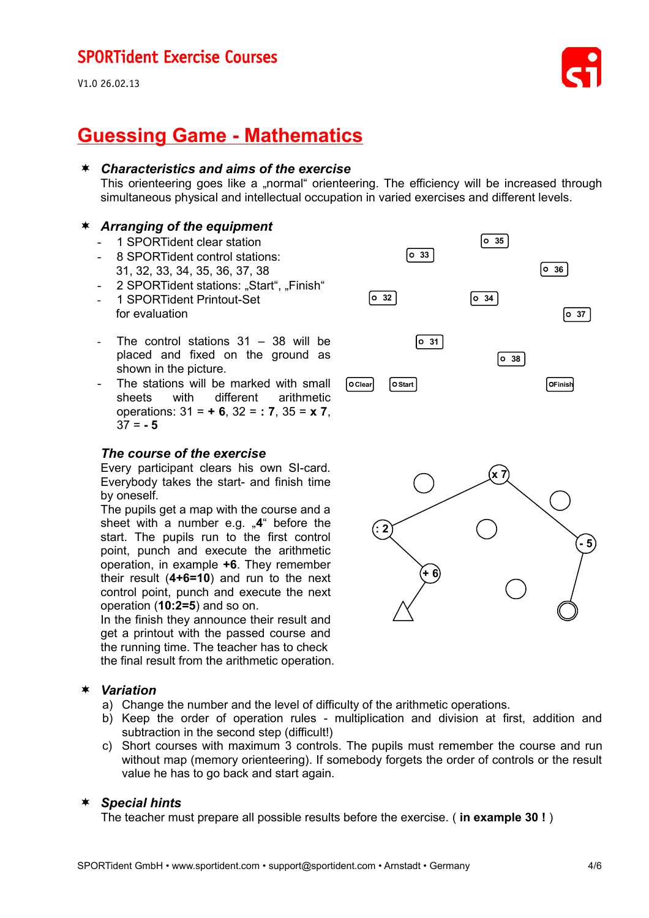# SPORTident Exercise Courses

V1.0 26.02.13

## Guessing Game - Mathematics

### ✶ *Characteristics and aims of the exercise*

This orienteering goes like a „normal“ orienteering. The efficiency will be increased through simultaneous physical and intellectual occupation in varied exercises and different levels.

### ✶ *Arranging of the equipment*

- 1 SPORTident clear station
- 8 SPORTident control stations: 31, 32, 33, 34, 35, 36, 37, 38
- 2 SPORTident stations: „Start“, „Finish“
- 1 SPORTident Printout-Set for evaluation

- The control stations 31 – 38 will be placed and fixed on the ground as shown in the picture.
- The stations will be marked with small sheets with different arithmetic operations: 31 = **+ 6**, 32 = **: 7**, 35 = **x 7**, 37 = **- 5**

### *The course of the exercise*

Every participant clears his own SI-card. Everybody takes the start- and finish time by oneself.

The pupils get a map with the course and a sheet with a number e.g. „**4**“ before the start. The pupils run to the first control point, punch and execute the arithmetic operation, in example **+6**. They remember their result (**4+6=10**) and run to the next control point, punch and execute the next operation (**10:2=5**) and so on.

In the finish they announce their result and get a printout with the passed course and the running time. The teacher has to check the final result from the arithmetic operation.

### ✶ *Variation*

a) Change the number and the level of difficulty of the arithmetic operations.

b) Keep the order of operation rules - multiplication and division at first, addition and subtraction in the second step (difficult!)

c) Short courses with maximum 3 controls. The pupils must remember the course and run without map (memory orienteering). If somebody forgets the order of controls or the result value he has to go back and start again.

### ✶ *Special hints*

The teacher must prepare all possible results before the exercise. ( **in example 30 !** )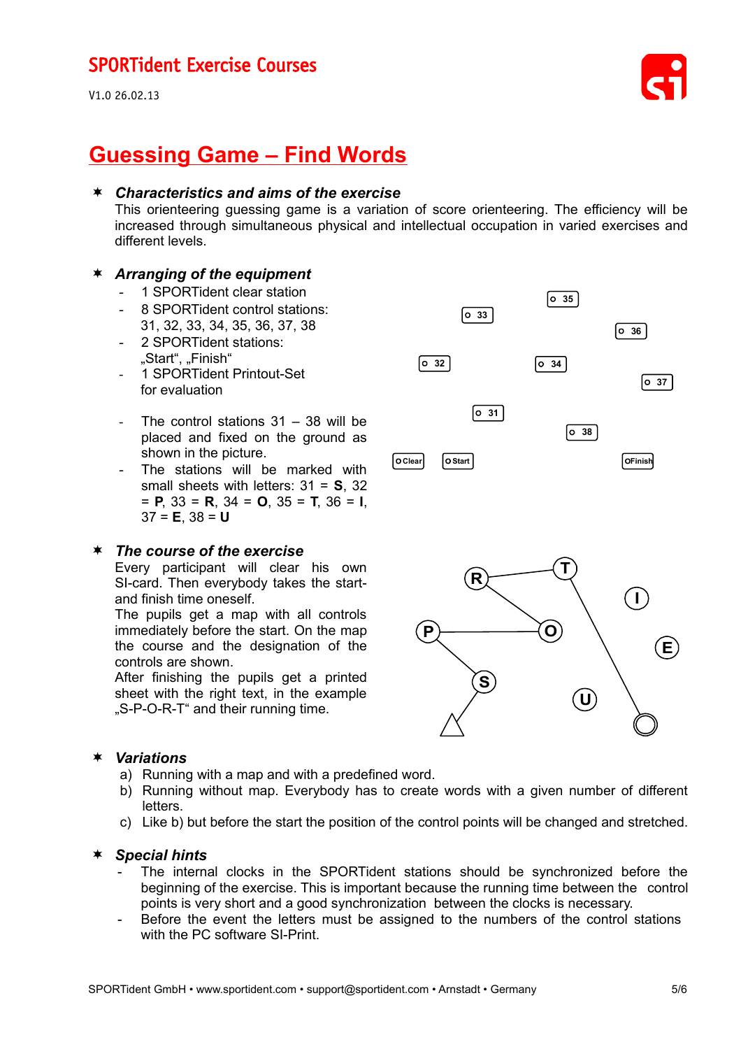# Guessing Game – Find Words

### Characteristics and aims of the exercise

This orienteering guessing game is a variation of score orienteering. The efficiency will be increased through simultaneous physical and intellectual occupation in varied exercises and different levels.

### Arranging of the equipment

- 1 SPORTident clear station
- 8 SPORTident control stations: 31, 32, 33, 34, 35, 36, 37, 38
- 2 SPORTident stations: „Start", „Finish"
- 1 SPORTident Printout-Set for evaluation

- The control stations 31 – 38 will be placed and fixed on the ground as shown in the picture.
- The stations will be marked with small sheets with letters: 31 = **S**, 32 = **P**, 33 = **R**, 34 = **O**, 35 = **T**, 36 = **I**, 37 = **E**, 38 = **U**

### The course of the exercise

Every participant will clear his own SI-card. Then everybody takes the start- and finish time oneself.
The pupils get a map with all controls immediately before the start. On the map the course and the designation of the controls are shown.
After finishing the pupils get a printed sheet with the right text, in the example „S-P-O-R-T" and their running time.

### Variations

a) Running with a map and with a predefined word.
b) Running without map. Everybody has to create words with a given number of different letters.
c) Like b) but before the start the position of the control points will be changed and stretched.

### Special hints

- The internal clocks in the SPORTident stations should be synchronized before the beginning of the exercise. This is important because the running time between the control points is very short and a good synchronization between the clocks is necessary.
- Before the event the letters must be assigned to the numbers of the control stations with the PC software SI-Print.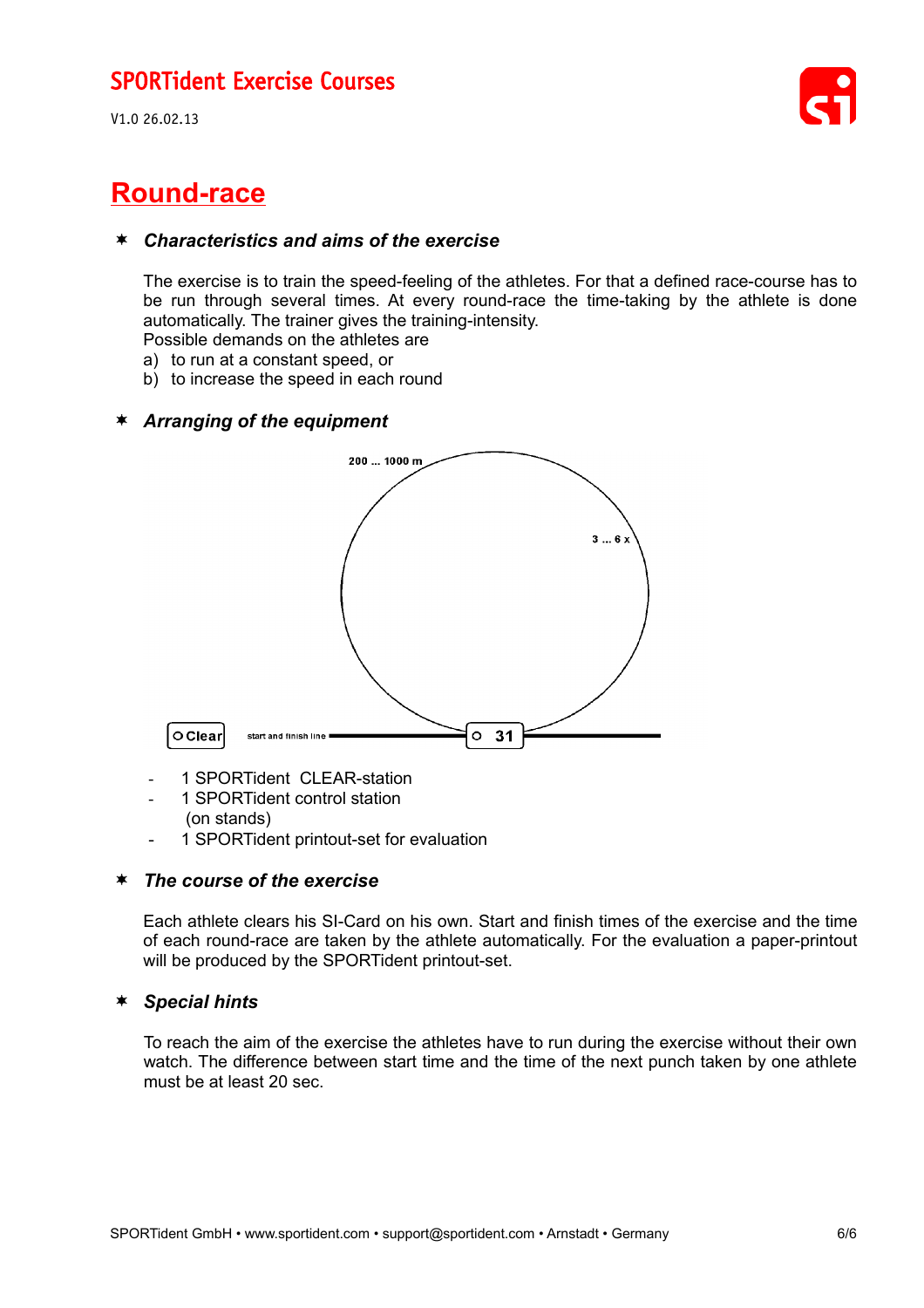## Round-race

### Characteristics and aims of the exercise

The exercise is to train the speed-feeling of the athletes. For that a defined race-course has to be run through several times. At every round-race the time-taking by the athlete is done automatically. The trainer gives the training-intensity.
Possible demands on the athletes are

a) to run at a constant speed, or
b) to increase the speed in each round

### Arranging of the equipment

200 ... 1000 m

3 ... 6 x

Clear

start and finish line

31

- 1 SPORTident CLEAR-station
- 1 SPORTident control station
  (on stands)
- 1 SPORTident printout-set for evaluation

### The course of the exercise

Each athlete clears his SI-Card on his own. Start and finish times of the exercise and the time of each round-race are taken by the athlete automatically. For the evaluation a paper-printout will be produced by the SPORTident printout-set.

### Special hints

To reach the aim of the exercise the athletes have to run during the exercise without their own watch. The difference between start time and the time of the next punch taken by one athlete must be at least 20 sec.